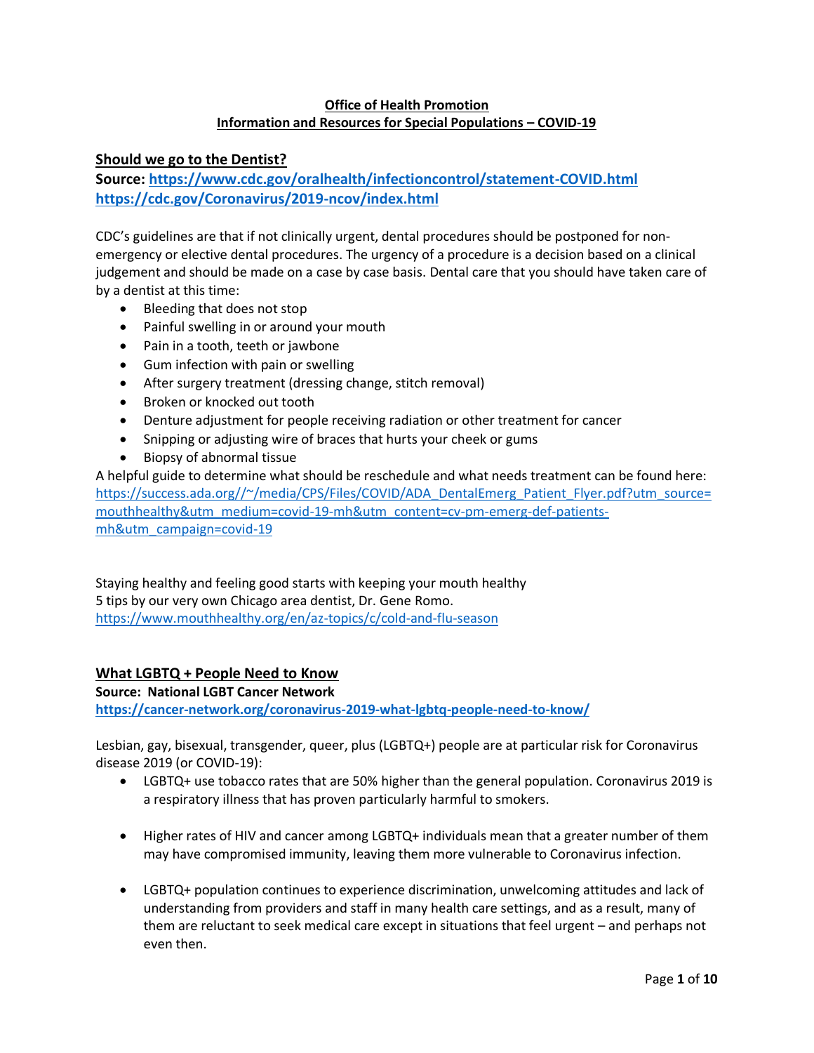**Office of Health Promotion**
**Information and Resources for Special Populations – COVID-19**

## Should we go to the Dentist?

**Source: https://www.cdc.gov/oralhealth/infectioncontrol/statement-COVID.html**
**https://cdc.gov/Coronavirus/2019-ncov/index.html**

CDC's guidelines are that if not clinically urgent, dental procedures should be postponed for non-emergency or elective dental procedures. The urgency of a procedure is a decision based on a clinical judgement and should be made on a case by case basis. Dental care that you should have taken care of by a dentist at this time:

- Bleeding that does not stop
- Painful swelling in or around your mouth
- Pain in a tooth, teeth or jawbone
- Gum infection with pain or swelling
- After surgery treatment (dressing change, stitch removal)
- Broken or knocked out tooth
- Denture adjustment for people receiving radiation or other treatment for cancer
- Snipping or adjusting wire of braces that hurts your cheek or gums
- Biopsy of abnormal tissue

A helpful guide to determine what should be reschedule and what needs treatment can be found here: https://success.ada.org//~/media/CPS/Files/COVID/ADA_DentalEmerg_Patient_Flyer.pdf?utm_source=mouthhealthy&utm_medium=covid-19-mh&utm_content=cv-pm-emerg-def-patients-mh&utm_campaign=covid-19

Staying healthy and feeling good starts with keeping your mouth healthy
5 tips by our very own Chicago area dentist, Dr. Gene Romo.
https://www.mouthhealthy.org/en/az-topics/c/cold-and-flu-season

## What LGBTQ + People Need to Know

**Source: National LGBT Cancer Network**
**https://cancer-network.org/coronavirus-2019-what-lgbtq-people-need-to-know/**

Lesbian, gay, bisexual, transgender, queer, plus (LGBTQ+) people are at particular risk for Coronavirus disease 2019 (or COVID-19):

- LGBTQ+ use tobacco rates that are 50% higher than the general population. Coronavirus 2019 is a respiratory illness that has proven particularly harmful to smokers.

- Higher rates of HIV and cancer among LGBTQ+ individuals mean that a greater number of them may have compromised immunity, leaving them more vulnerable to Coronavirus infection.

- LGBTQ+ population continues to experience discrimination, unwelcoming attitudes and lack of understanding from providers and staff in many health care settings, and as a result, many of them are reluctant to seek medical care except in situations that feel urgent – and perhaps not even then.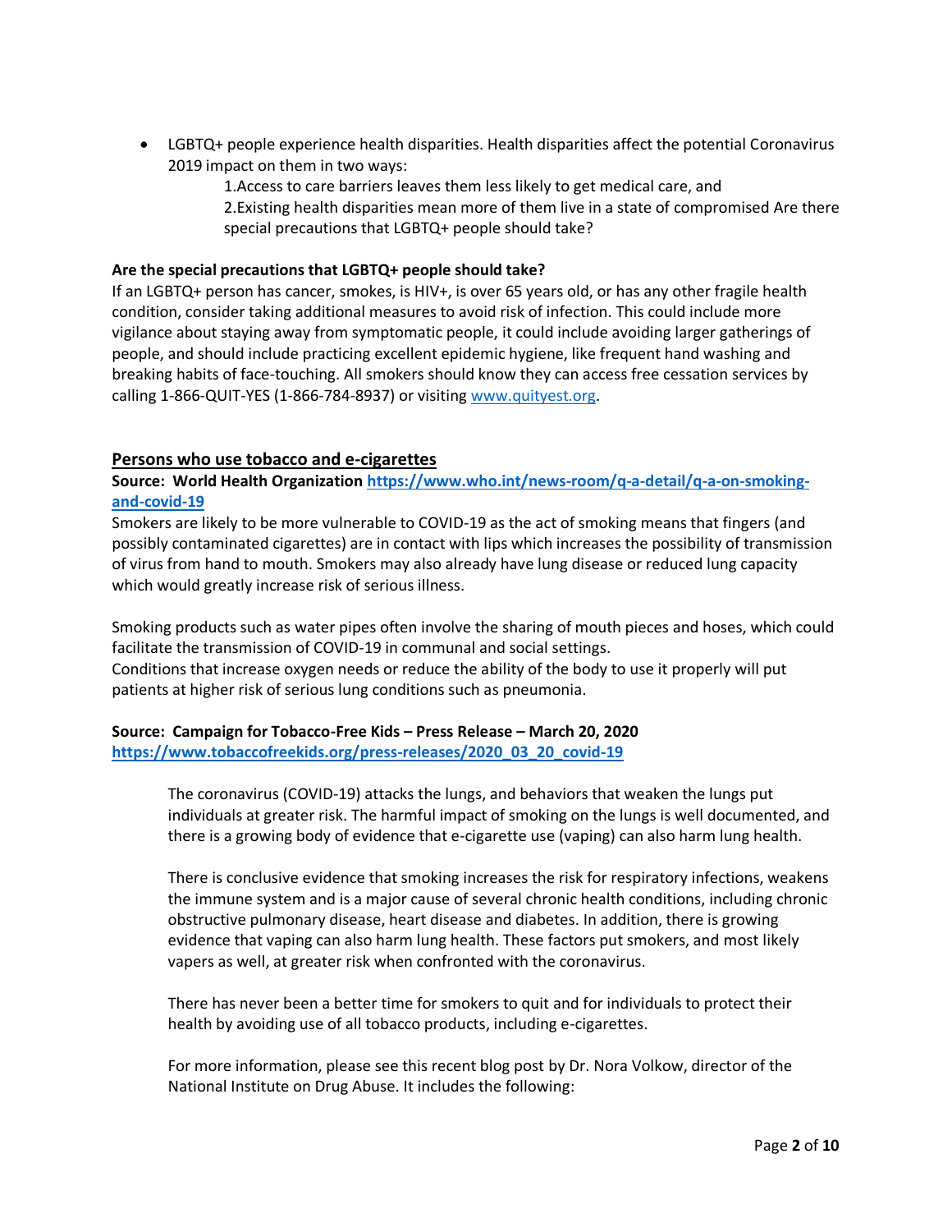- LGBTQ+ people experience health disparities. Health disparities affect the potential Coronavirus 2019 impact on them in two ways:

  1.Access to care barriers leaves them less likely to get medical care, and

  2.Existing health disparities mean more of them live in a state of compromised Are there special precautions that LGBTQ+ people should take?

**Are the special precautions that LGBTQ+ people should take?**

If an LGBTQ+ person has cancer, smokes, is HIV+, is over 65 years old, or has any other fragile health condition, consider taking additional measures to avoid risk of infection. This could include more vigilance about staying away from symptomatic people, it could include avoiding larger gatherings of people, and should include practicing excellent epidemic hygiene, like frequent hand washing and breaking habits of face-touching. All smokers should know they can access free cessation services by calling 1-866-QUIT-YES (1-866-784-8937) or visiting [www.quityest.org](www.quityest.org).

## Persons who use tobacco and e-cigarettes

**Source: World Health Organization [https://www.who.int/news-room/q-a-detail/q-a-on-smoking-and-covid-19](https://www.who.int/news-room/q-a-detail/q-a-on-smoking-and-covid-19)**

Smokers are likely to be more vulnerable to COVID-19 as the act of smoking means that fingers (and possibly contaminated cigarettes) are in contact with lips which increases the possibility of transmission of virus from hand to mouth. Smokers may also already have lung disease or reduced lung capacity which would greatly increase risk of serious illness.

Smoking products such as water pipes often involve the sharing of mouth pieces and hoses, which could facilitate the transmission of COVID-19 in communal and social settings.
Conditions that increase oxygen needs or reduce the ability of the body to use it properly will put patients at higher risk of serious lung conditions such as pneumonia.

**Source: Campaign for Tobacco-Free Kids – Press Release – March 20, 2020 [https://www.tobaccofreekids.org/press-releases/2020_03_20_covid-19](https://www.tobaccofreekids.org/press-releases/2020_03_20_covid-19)**

> The coronavirus (COVID-19) attacks the lungs, and behaviors that weaken the lungs put individuals at greater risk. The harmful impact of smoking on the lungs is well documented, and there is a growing body of evidence that e-cigarette use (vaping) can also harm lung health.
>
> There is conclusive evidence that smoking increases the risk for respiratory infections, weakens the immune system and is a major cause of several chronic health conditions, including chronic obstructive pulmonary disease, heart disease and diabetes. In addition, there is growing evidence that vaping can also harm lung health. These factors put smokers, and most likely vapers as well, at greater risk when confronted with the coronavirus.
>
> There has never been a better time for smokers to quit and for individuals to protect their health by avoiding use of all tobacco products, including e-cigarettes.
>
> For more information, please see this recent blog post by Dr. Nora Volkow, director of the National Institute on Drug Abuse. It includes the following: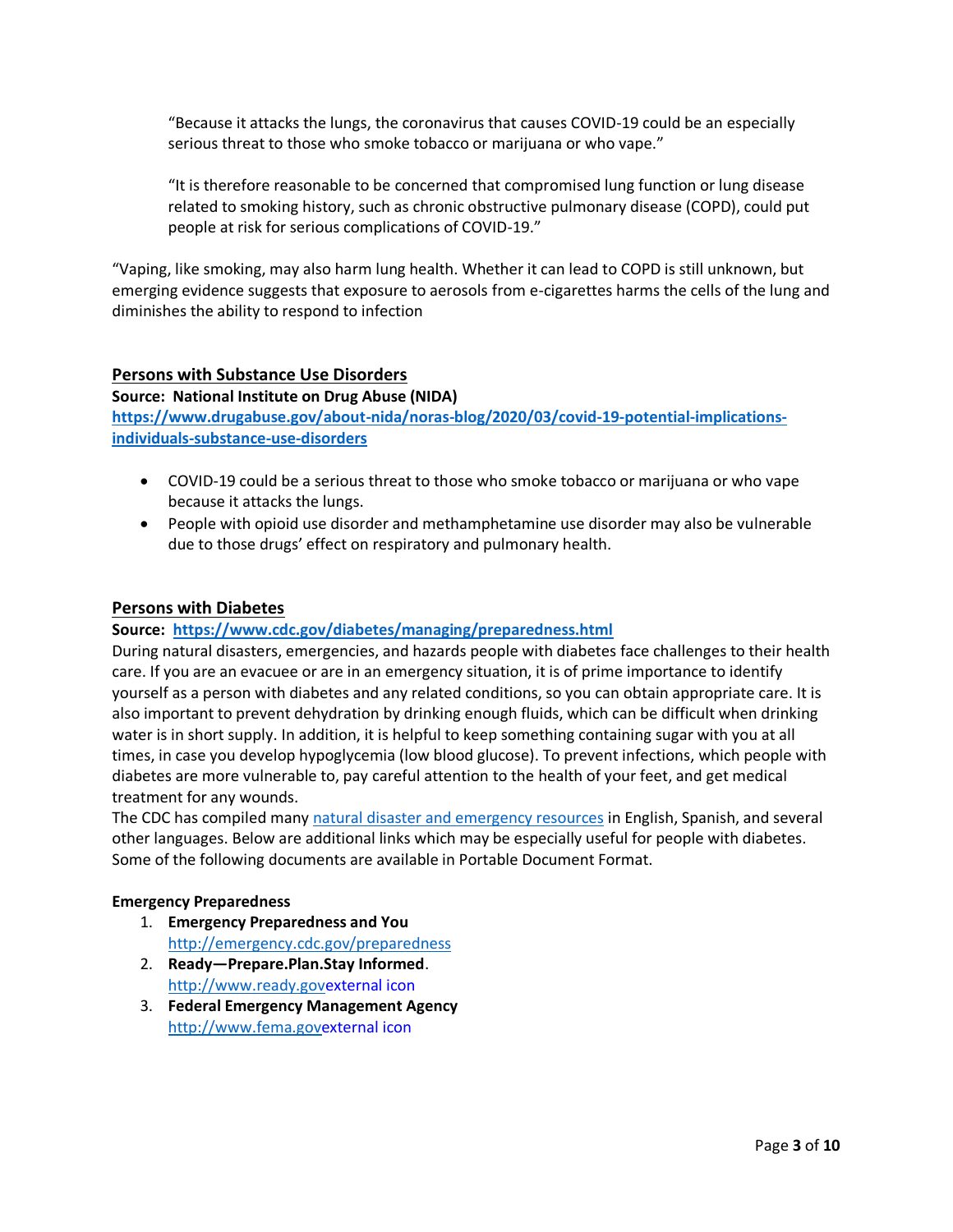> "Because it attacks the lungs, the coronavirus that causes COVID-19 could be an especially serious threat to those who smoke tobacco or marijuana or who vape."
>
> "It is therefore reasonable to be concerned that compromised lung function or lung disease related to smoking history, such as chronic obstructive pulmonary disease (COPD), could put people at risk for serious complications of COVID-19."

"Vaping, like smoking, may also harm lung health. Whether it can lead to COPD is still unknown, but emerging evidence suggests that exposure to aerosols from e-cigarettes harms the cells of the lung and diminishes the ability to respond to infection

## Persons with Substance Use Disorders

**Source: National Institute on Drug Abuse (NIDA)**
**https://www.drugabuse.gov/about-nida/noras-blog/2020/03/covid-19-potential-implications-individuals-substance-use-disorders**

- COVID-19 could be a serious threat to those who smoke tobacco or marijuana or who vape because it attacks the lungs.
- People with opioid use disorder and methamphetamine use disorder may also be vulnerable due to those drugs' effect on respiratory and pulmonary health.

## Persons with Diabetes

**Source: https://www.cdc.gov/diabetes/managing/preparedness.html**

During natural disasters, emergencies, and hazards people with diabetes face challenges to their health care. If you are an evacuee or are in an emergency situation, it is of prime importance to identify yourself as a person with diabetes and any related conditions, so you can obtain appropriate care. It is also important to prevent dehydration by drinking enough fluids, which can be difficult when drinking water is in short supply. In addition, it is helpful to keep something containing sugar with you at all times, in case you develop hypoglycemia (low blood glucose). To prevent infections, which people with diabetes are more vulnerable to, pay careful attention to the health of your feet, and get medical treatment for any wounds.

The CDC has compiled many natural disaster and emergency resources in English, Spanish, and several other languages. Below are additional links which may be especially useful for people with diabetes. Some of the following documents are available in Portable Document Format.

**Emergency Preparedness**

1. **Emergency Preparedness and You**
   http://emergency.cdc.gov/preparedness
2. **Ready—Prepare.Plan.Stay Informed**.
   http://www.ready.govexternal icon
3. **Federal Emergency Management Agency**
   http://www.fema.govexternal icon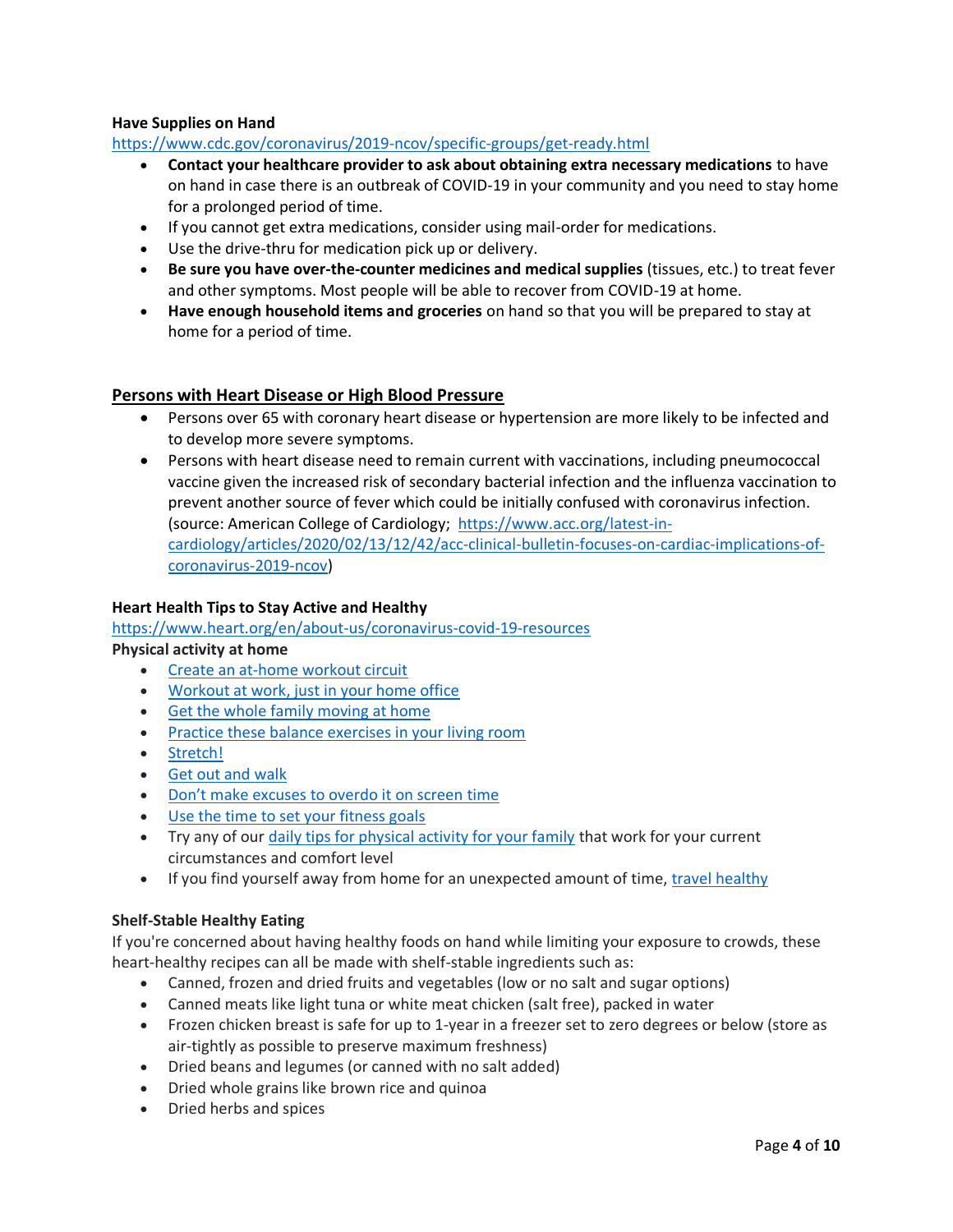**Have Supplies on Hand**

https://www.cdc.gov/coronavirus/2019-ncov/specific-groups/get-ready.html

- **Contact your healthcare provider to ask about obtaining extra necessary medications** to have on hand in case there is an outbreak of COVID-19 in your community and you need to stay home for a prolonged period of time.
- If you cannot get extra medications, consider using mail-order for medications.
- Use the drive-thru for medication pick up or delivery.
- **Be sure you have over-the-counter medicines and medical supplies** (tissues, etc.) to treat fever and other symptoms. Most people will be able to recover from COVID-19 at home.
- **Have enough household items and groceries** on hand so that you will be prepared to stay at home for a period of time.

## Persons with Heart Disease or High Blood Pressure

- Persons over 65 with coronary heart disease or hypertension are more likely to be infected and to develop more severe symptoms.
- Persons with heart disease need to remain current with vaccinations, including pneumococcal vaccine given the increased risk of secondary bacterial infection and the influenza vaccination to prevent another source of fever which could be initially confused with coronavirus infection. (source: American College of Cardiology; https://www.acc.org/latest-in-cardiology/articles/2020/02/13/12/42/acc-clinical-bulletin-focuses-on-cardiac-implications-of-coronavirus-2019-ncov)

**Heart Health Tips to Stay Active and Healthy**

https://www.heart.org/en/about-us/coronavirus-covid-19-resources

**Physical activity at home**

- Create an at-home workout circuit
- Workout at work, just in your home office
- Get the whole family moving at home
- Practice these balance exercises in your living room
- Stretch!
- Get out and walk
- Don't make excuses to overdo it on screen time
- Use the time to set your fitness goals
- Try any of our daily tips for physical activity for your family that work for your current circumstances and comfort level
- If you find yourself away from home for an unexpected amount of time, travel healthy

**Shelf-Stable Healthy Eating**

If you're concerned about having healthy foods on hand while limiting your exposure to crowds, these heart-healthy recipes can all be made with shelf-stable ingredients such as:

- Canned, frozen and dried fruits and vegetables (low or no salt and sugar options)
- Canned meats like light tuna or white meat chicken (salt free), packed in water
- Frozen chicken breast is safe for up to 1-year in a freezer set to zero degrees or below (store as air-tightly as possible to preserve maximum freshness)
- Dried beans and legumes (or canned with no salt added)
- Dried whole grains like brown rice and quinoa
- Dried herbs and spices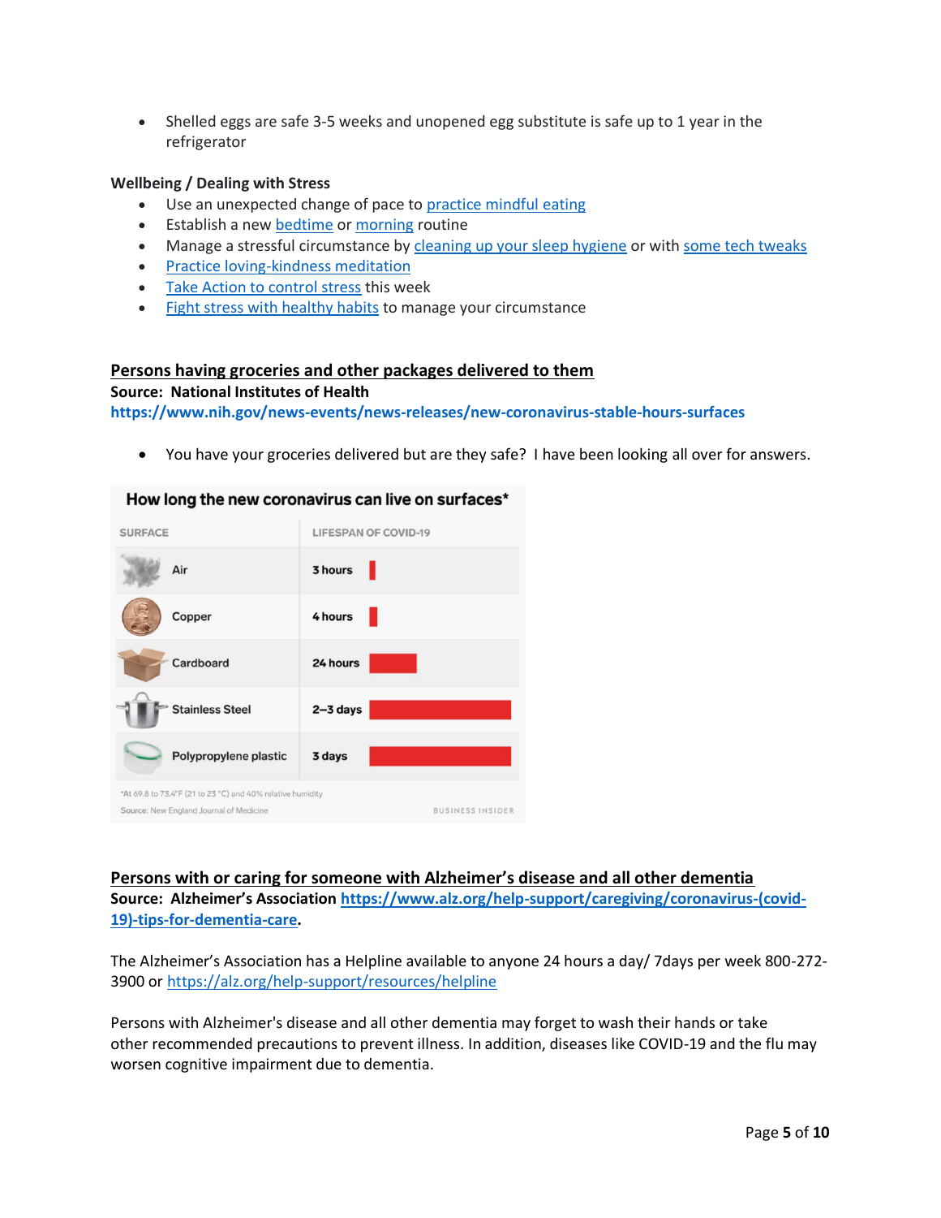- Shelled eggs are safe 3-5 weeks and unopened egg substitute is safe up to 1 year in the refrigerator

**Wellbeing / Dealing with Stress**

- Use an unexpected change of pace to practice mindful eating
- Establish a new bedtime or morning routine
- Manage a stressful circumstance by cleaning up your sleep hygiene or with some tech tweaks
- Practice loving-kindness meditation
- Take Action to control stress this week
- Fight stress with healthy habits to manage your circumstance

## Persons having groceries and other packages delivered to them

**Source: National Institutes of Health**
**https://www.nih.gov/news-events/news-releases/new-coronavirus-stable-hours-surfaces**

- You have your groceries delivered but are they safe? I have been looking all over for answers.

**How long the new coronavirus can live on surfaces***

| SURFACE | LIFESPAN OF COVID-19 |
|---|---|
| Air | 3 hours |
| Copper | 4 hours |
| Cardboard | 24 hours |
| Stainless Steel | 2–3 days |
| Polypropylene plastic | 3 days |

*At 69.8 to 73.4°F (21 to 23 °C) and 40% relative humidity

Source: New England Journal of Medicine

BUSINESS INSIDER

## Persons with or caring for someone with Alzheimer's disease and all other dementia

**Source: Alzheimer's Association https://www.alz.org/help-support/caregiving/coronavirus-(covid-19)-tips-for-dementia-care.**

The Alzheimer's Association has a Helpline available to anyone 24 hours a day/ 7days per week 800-272-3900 or https://alz.org/help-support/resources/helpline

Persons with Alzheimer's disease and all other dementia may forget to wash their hands or take other recommended precautions to prevent illness. In addition, diseases like COVID-19 and the flu may worsen cognitive impairment due to dementia.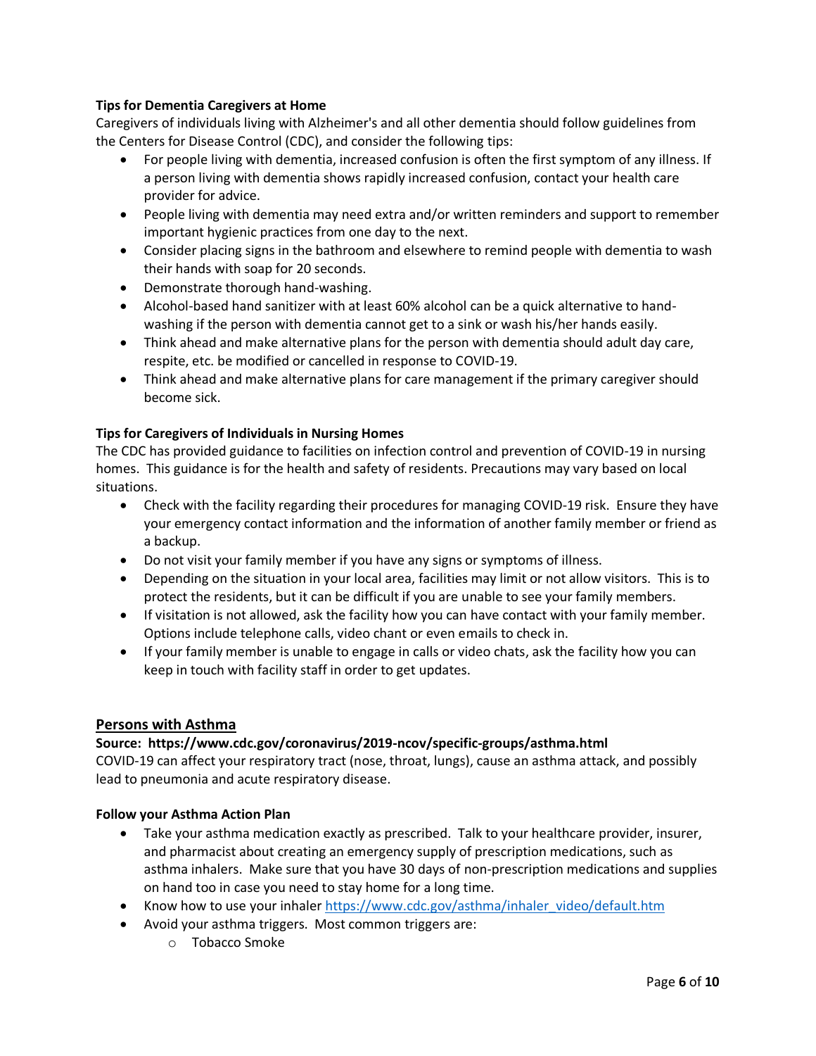**Tips for Dementia Caregivers at Home**

Caregivers of individuals living with Alzheimer's and all other dementia should follow guidelines from the Centers for Disease Control (CDC), and consider the following tips:

- For people living with dementia, increased confusion is often the first symptom of any illness. If a person living with dementia shows rapidly increased confusion, contact your health care provider for advice.
- People living with dementia may need extra and/or written reminders and support to remember important hygienic practices from one day to the next.
- Consider placing signs in the bathroom and elsewhere to remind people with dementia to wash their hands with soap for 20 seconds.
- Demonstrate thorough hand-washing.
- Alcohol-based hand sanitizer with at least 60% alcohol can be a quick alternative to hand-washing if the person with dementia cannot get to a sink or wash his/her hands easily.
- Think ahead and make alternative plans for the person with dementia should adult day care, respite, etc. be modified or cancelled in response to COVID-19.
- Think ahead and make alternative plans for care management if the primary caregiver should become sick.

**Tips for Caregivers of Individuals in Nursing Homes**

The CDC has provided guidance to facilities on infection control and prevention of COVID-19 in nursing homes. This guidance is for the health and safety of residents. Precautions may vary based on local situations.

- Check with the facility regarding their procedures for managing COVID-19 risk. Ensure they have your emergency contact information and the information of another family member or friend as a backup.
- Do not visit your family member if you have any signs or symptoms of illness.
- Depending on the situation in your local area, facilities may limit or not allow visitors. This is to protect the residents, but it can be difficult if you are unable to see your family members.
- If visitation is not allowed, ask the facility how you can have contact with your family member. Options include telephone calls, video chant or even emails to check in.
- If your family member is unable to engage in calls or video chats, ask the facility how you can keep in touch with facility staff in order to get updates.

## Persons with Asthma

**Source: https://www.cdc.gov/coronavirus/2019-ncov/specific-groups/asthma.html**

COVID-19 can affect your respiratory tract (nose, throat, lungs), cause an asthma attack, and possibly lead to pneumonia and acute respiratory disease.

**Follow your Asthma Action Plan**

- Take your asthma medication exactly as prescribed. Talk to your healthcare provider, insurer, and pharmacist about creating an emergency supply of prescription medications, such as asthma inhalers. Make sure that you have 30 days of non-prescription medications and supplies on hand too in case you need to stay home for a long time.
- Know how to use your inhaler https://www.cdc.gov/asthma/inhaler_video/default.htm
- Avoid your asthma triggers. Most common triggers are:
  - Tobacco Smoke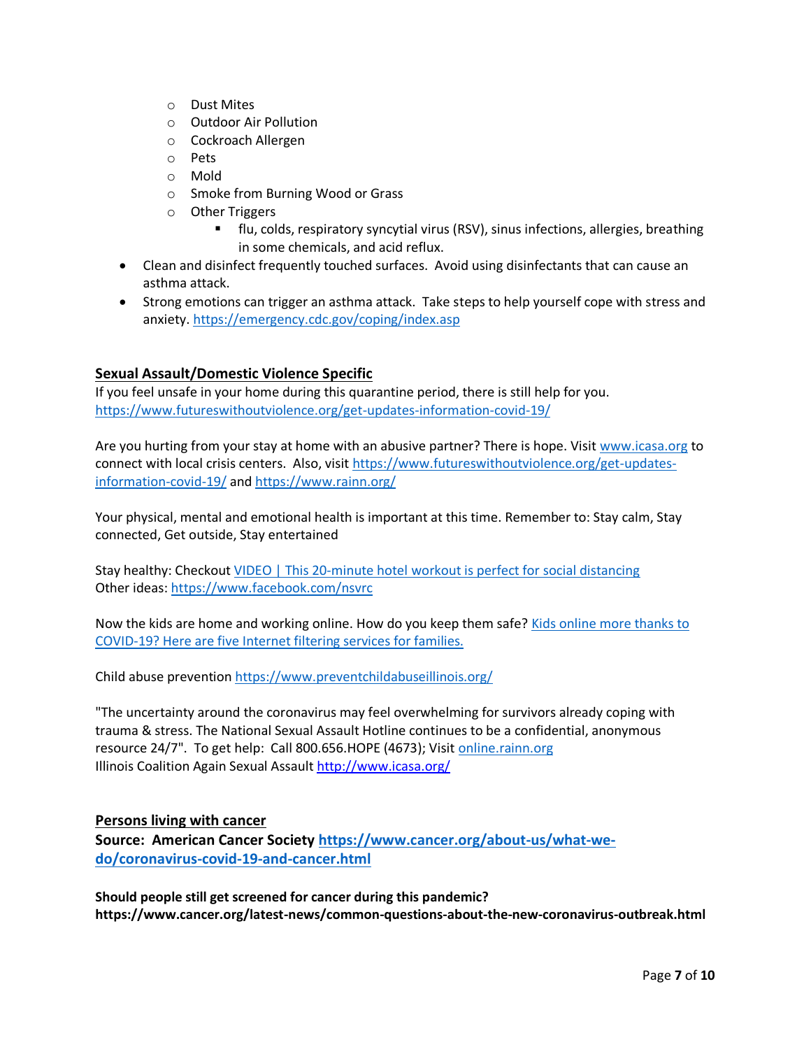- Dust Mites
- Outdoor Air Pollution
- Cockroach Allergen
- Pets
- Mold
- Smoke from Burning Wood or Grass
- Other Triggers
  - flu, colds, respiratory syncytial virus (RSV), sinus infections, allergies, breathing in some chemicals, and acid reflux.

- Clean and disinfect frequently touched surfaces. Avoid using disinfectants that can cause an asthma attack.
- Strong emotions can trigger an asthma attack. Take steps to help yourself cope with stress and anxiety. https://emergency.cdc.gov/coping/index.asp

## Sexual Assault/Domestic Violence Specific

If you feel unsafe in your home during this quarantine period, there is still help for you. https://www.futureswithoutviolence.org/get-updates-information-covid-19/

Are you hurting from your stay at home with an abusive partner? There is hope. Visit www.icasa.org to connect with local crisis centers. Also, visit https://www.futureswithoutviolence.org/get-updates-information-covid-19/ and https://www.rainn.org/

Your physical, mental and emotional health is important at this time. Remember to: Stay calm, Stay connected, Get outside, Stay entertained

Stay healthy: Checkout VIDEO | This 20-minute hotel workout is perfect for social distancing
Other ideas: https://www.facebook.com/nsvrc

Now the kids are home and working online. How do you keep them safe? Kids online more thanks to COVID-19? Here are five Internet filtering services for families.

Child abuse prevention https://www.preventchildabuseillinois.org/

"The uncertainty around the coronavirus may feel overwhelming for survivors already coping with trauma & stress. The National Sexual Assault Hotline continues to be a confidential, anonymous resource 24/7". To get help: Call 800.656.HOPE (4673); Visit online.rainn.org
Illinois Coalition Again Sexual Assault http://www.icasa.org/

## Persons living with cancer

**Source: American Cancer Society https://www.cancer.org/about-us/what-we-do/coronavirus-covid-19-and-cancer.html**

**Should people still get screened for cancer during this pandemic?**
**https://www.cancer.org/latest-news/common-questions-about-the-new-coronavirus-outbreak.html**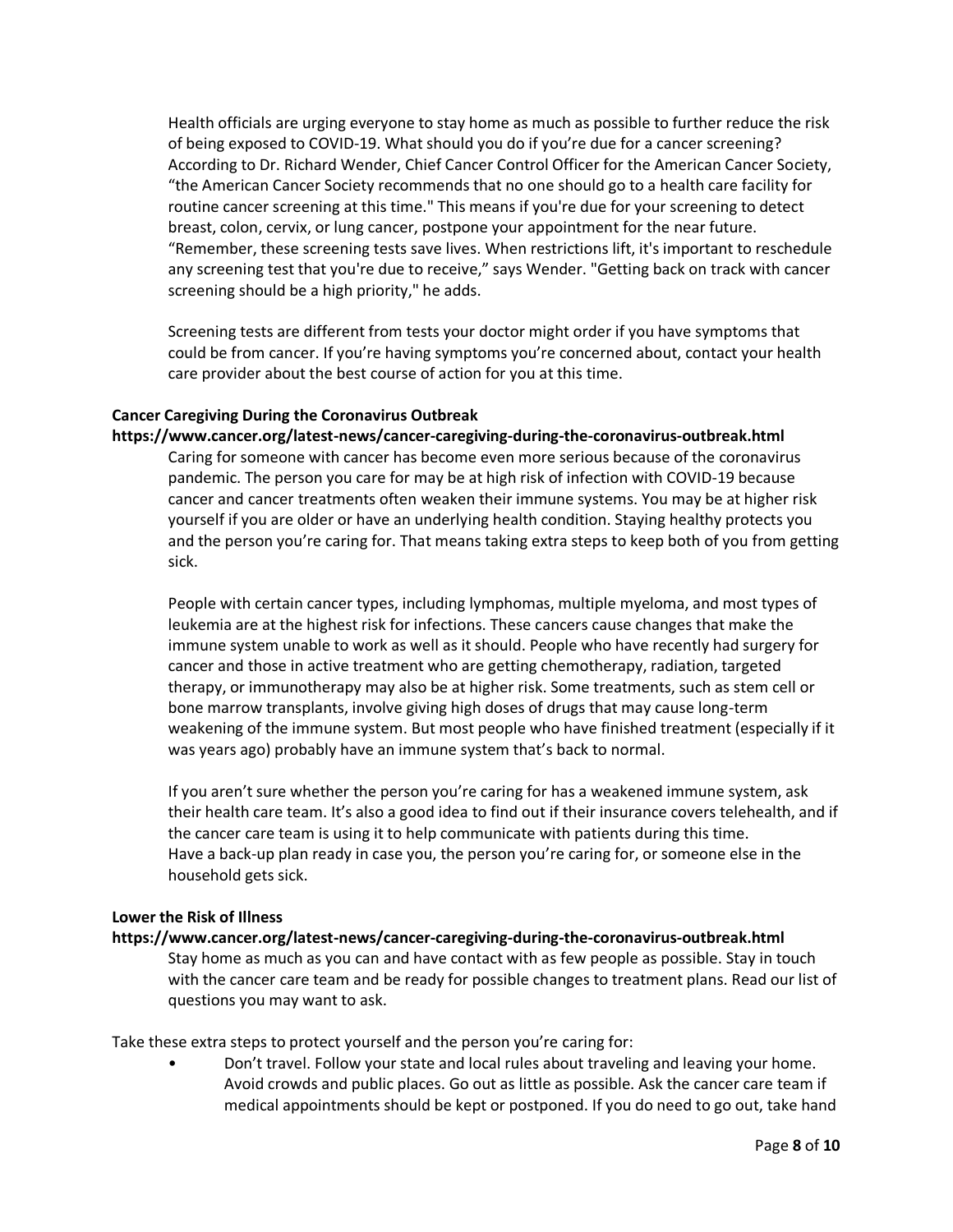Health officials are urging everyone to stay home as much as possible to further reduce the risk of being exposed to COVID-19. What should you do if you're due for a cancer screening? According to Dr. Richard Wender, Chief Cancer Control Officer for the American Cancer Society, "the American Cancer Society recommends that no one should go to a health care facility for routine cancer screening at this time." This means if you're due for your screening to detect breast, colon, cervix, or lung cancer, postpone your appointment for the near future. "Remember, these screening tests save lives. When restrictions lift, it's important to reschedule any screening test that you're due to receive," says Wender. "Getting back on track with cancer screening should be a high priority," he adds.

Screening tests are different from tests your doctor might order if you have symptoms that could be from cancer. If you're having symptoms you're concerned about, contact your health care provider about the best course of action for you at this time.

**Cancer Caregiving During the Coronavirus Outbreak**
**https://www.cancer.org/latest-news/cancer-caregiving-during-the-coronavirus-outbreak.html**

Caring for someone with cancer has become even more serious because of the coronavirus pandemic. The person you care for may be at high risk of infection with COVID-19 because cancer and cancer treatments often weaken their immune systems. You may be at higher risk yourself if you are older or have an underlying health condition. Staying healthy protects you and the person you're caring for. That means taking extra steps to keep both of you from getting sick.

People with certain cancer types, including lymphomas, multiple myeloma, and most types of leukemia are at the highest risk for infections. These cancers cause changes that make the immune system unable to work as well as it should. People who have recently had surgery for cancer and those in active treatment who are getting chemotherapy, radiation, targeted therapy, or immunotherapy may also be at higher risk. Some treatments, such as stem cell or bone marrow transplants, involve giving high doses of drugs that may cause long-term weakening of the immune system. But most people who have finished treatment (especially if it was years ago) probably have an immune system that's back to normal.

If you aren't sure whether the person you're caring for has a weakened immune system, ask their health care team. It's also a good idea to find out if their insurance covers telehealth, and if the cancer care team is using it to help communicate with patients during this time.
Have a back-up plan ready in case you, the person you're caring for, or someone else in the household gets sick.

**Lower the Risk of Illness**
**https://www.cancer.org/latest-news/cancer-caregiving-during-the-coronavirus-outbreak.html**

Stay home as much as you can and have contact with as few people as possible. Stay in touch with the cancer care team and be ready for possible changes to treatment plans. Read our list of questions you may want to ask.

Take these extra steps to protect yourself and the person you're caring for:

- Don't travel. Follow your state and local rules about traveling and leaving your home. Avoid crowds and public places. Go out as little as possible. Ask the cancer care team if medical appointments should be kept or postponed. If you do need to go out, take hand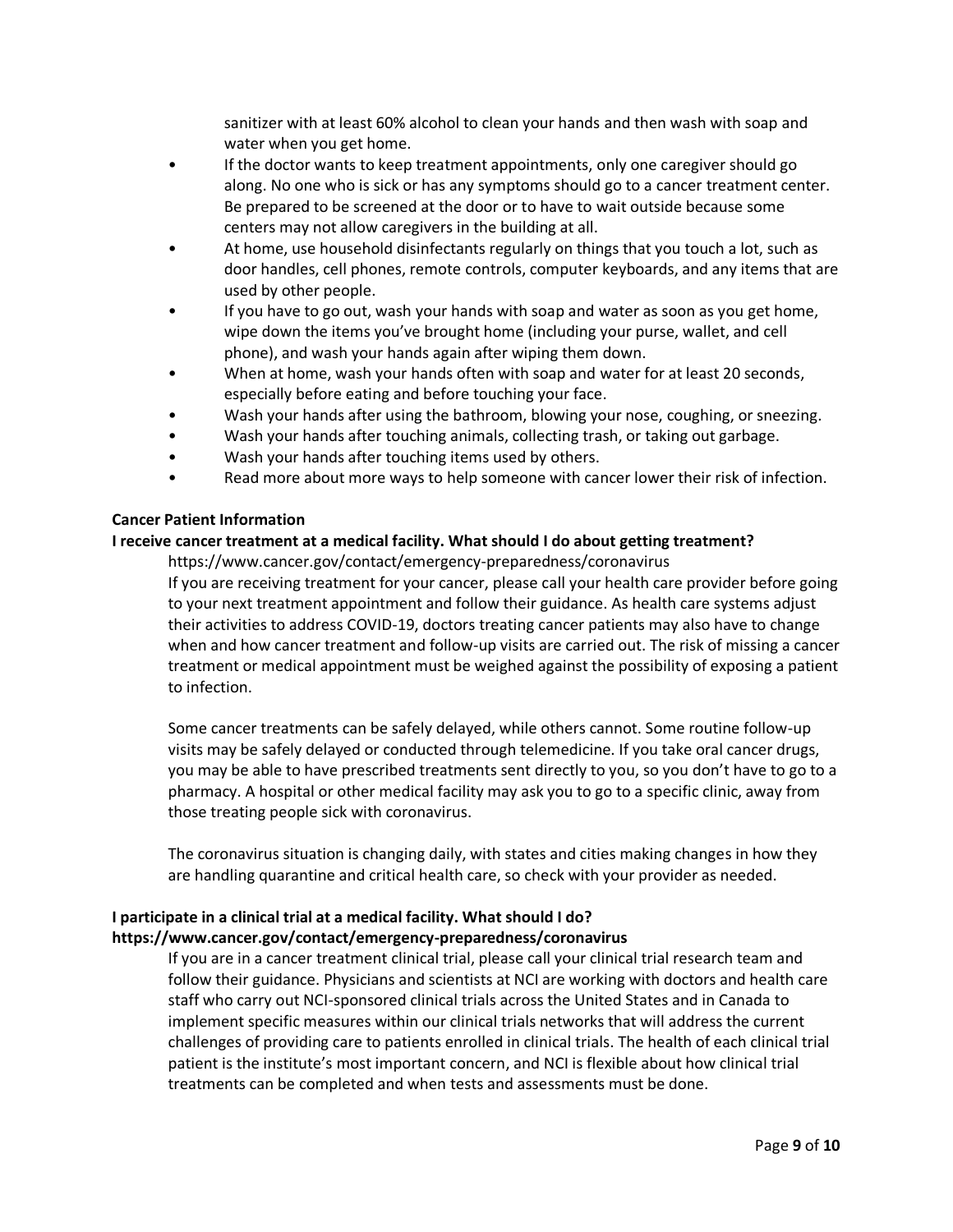sanitizer with at least 60% alcohol to clean your hands and then wash with soap and water when you get home.

- If the doctor wants to keep treatment appointments, only one caregiver should go along. No one who is sick or has any symptoms should go to a cancer treatment center. Be prepared to be screened at the door or to have to wait outside because some centers may not allow caregivers in the building at all.
- At home, use household disinfectants regularly on things that you touch a lot, such as door handles, cell phones, remote controls, computer keyboards, and any items that are used by other people.
- If you have to go out, wash your hands with soap and water as soon as you get home, wipe down the items you've brought home (including your purse, wallet, and cell phone), and wash your hands again after wiping them down.
- When at home, wash your hands often with soap and water for at least 20 seconds, especially before eating and before touching your face.
- Wash your hands after using the bathroom, blowing your nose, coughing, or sneezing.
- Wash your hands after touching animals, collecting trash, or taking out garbage.
- Wash your hands after touching items used by others.
- Read more about more ways to help someone with cancer lower their risk of infection.

**Cancer Patient Information**

**I receive cancer treatment at a medical facility. What should I do about getting treatment?**

https://www.cancer.gov/contact/emergency-preparedness/coronavirus

If you are receiving treatment for your cancer, please call your health care provider before going to your next treatment appointment and follow their guidance. As health care systems adjust their activities to address COVID-19, doctors treating cancer patients may also have to change when and how cancer treatment and follow-up visits are carried out. The risk of missing a cancer treatment or medical appointment must be weighed against the possibility of exposing a patient to infection.

Some cancer treatments can be safely delayed, while others cannot. Some routine follow-up visits may be safely delayed or conducted through telemedicine. If you take oral cancer drugs, you may be able to have prescribed treatments sent directly to you, so you don't have to go to a pharmacy. A hospital or other medical facility may ask you to go to a specific clinic, away from those treating people sick with coronavirus.

The coronavirus situation is changing daily, with states and cities making changes in how they are handling quarantine and critical health care, so check with your provider as needed.

**I participate in a clinical trial at a medical facility. What should I do?**
**https://www.cancer.gov/contact/emergency-preparedness/coronavirus**

If you are in a cancer treatment clinical trial, please call your clinical trial research team and follow their guidance. Physicians and scientists at NCI are working with doctors and health care staff who carry out NCI-sponsored clinical trials across the United States and in Canada to implement specific measures within our clinical trials networks that will address the current challenges of providing care to patients enrolled in clinical trials. The health of each clinical trial patient is the institute's most important concern, and NCI is flexible about how clinical trial treatments can be completed and when tests and assessments must be done.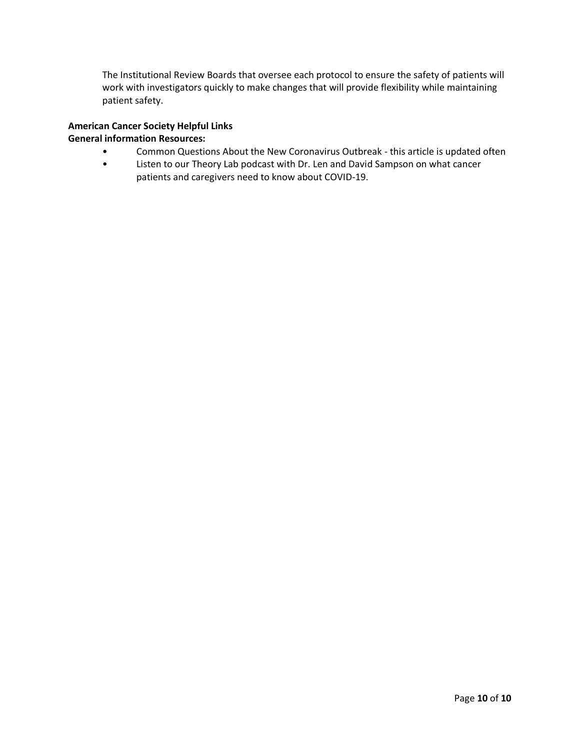The Institutional Review Boards that oversee each protocol to ensure the safety of patients will work with investigators quickly to make changes that will provide flexibility while maintaining patient safety.

**American Cancer Society Helpful Links**
**General information Resources:**

- Common Questions About the New Coronavirus Outbreak - this article is updated often
- Listen to our Theory Lab podcast with Dr. Len and David Sampson on what cancer patients and caregivers need to know about COVID-19.